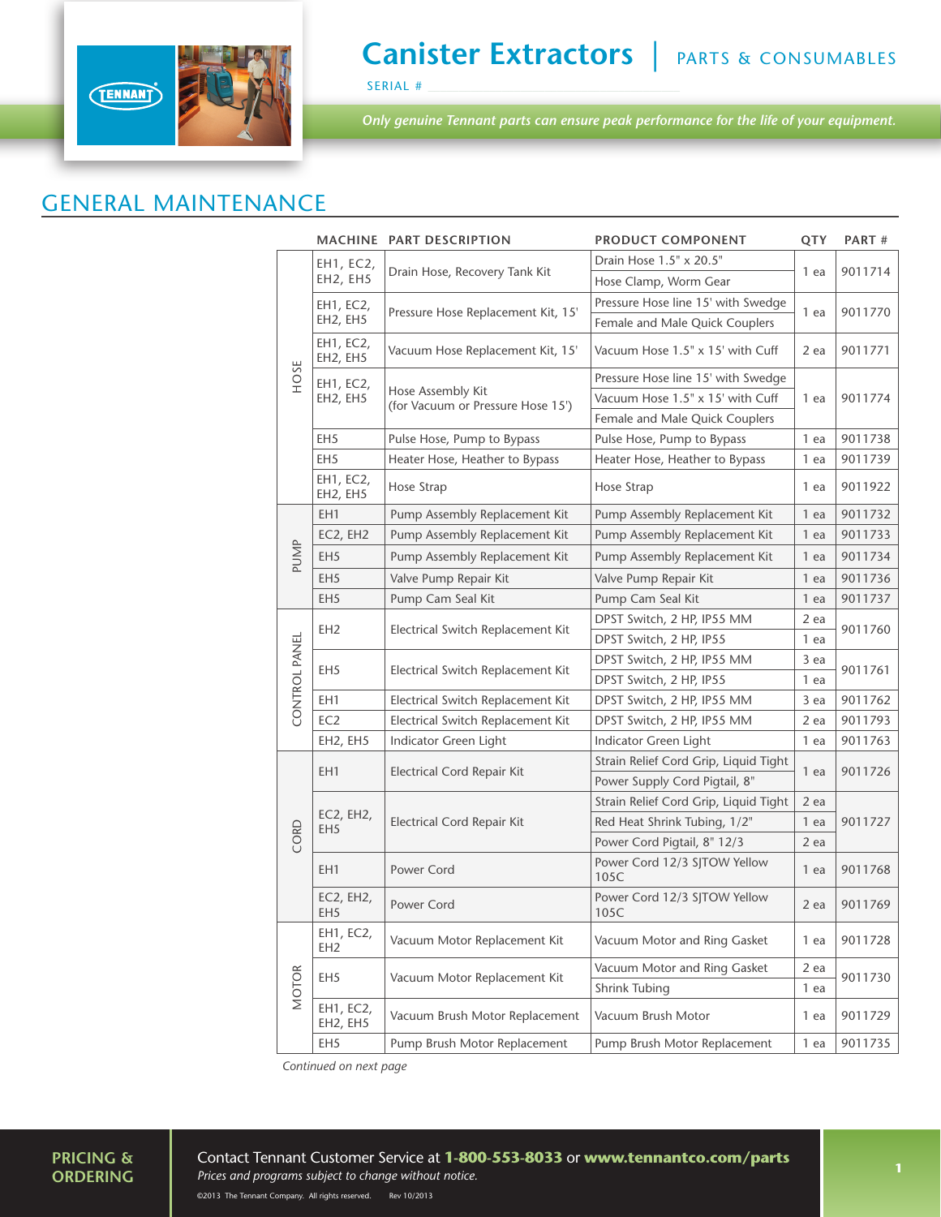# Canister Extractors | PARTS & CONSUMABLES

SERIAL #

*Only genuine Tennant parts can ensure peak performance for the life of your equipment.*

## GENERAL MAINTENANCE

| | MACHINE | PART DESCRIPTION | PRODUCT COMPONENT | QTY | PART # |
|---|---|---|---|---|---|
| HOSE | EH1, EC2, EH2, EH5 | Drain Hose, Recovery Tank Kit | Drain Hose 1.5" x 20.5" | 1 ea | 9011714 |
| | | | Hose Clamp, Worm Gear | | |
| | EH1, EC2, EH2, EH5 | Pressure Hose Replacement Kit, 15' | Pressure Hose line 15' with Swedge | 1 ea | 9011770 |
| | | | Female and Male Quick Couplers | | |
| | EH1, EC2, EH2, EH5 | Vacuum Hose Replacement Kit, 15' | Vacuum Hose 1.5" x 15' with Cuff | 2 ea | 9011771 |
| | EH1, EC2, EH2, EH5 | Hose Assembly Kit (for Vacuum or Pressure Hose 15') | Pressure Hose line 15' with Swedge | 1 ea | 9011774 |
| | | | Vacuum Hose 1.5" x 15' with Cuff | | |
| | | | Female and Male Quick Couplers | | |
| | EH5 | Pulse Hose, Pump to Bypass | Pulse Hose, Pump to Bypass | 1 ea | 9011738 |
| | EH5 | Heater Hose, Heather to Bypass | Heater Hose, Heather to Bypass | 1 ea | 9011739 |
| | EH1, EC2, EH2, EH5 | Hose Strap | Hose Strap | 1 ea | 9011922 |
| PUMP | EH1 | Pump Assembly Replacement Kit | Pump Assembly Replacement Kit | 1 ea | 9011732 |
| | EC2, EH2 | Pump Assembly Replacement Kit | Pump Assembly Replacement Kit | 1 ea | 9011733 |
| | EH5 | Pump Assembly Replacement Kit | Pump Assembly Replacement Kit | 1 ea | 9011734 |
| | EH5 | Valve Pump Repair Kit | Valve Pump Repair Kit | 1 ea | 9011736 |
| | EH5 | Pump Cam Seal Kit | Pump Cam Seal Kit | 1 ea | 9011737 |
| CONTROL PANEL | EH2 | Electrical Switch Replacement Kit | DPST Switch, 2 HP, IP55 MM | 2 ea | 9011760 |
| | | | DPST Switch, 2 HP, IP55 | 1 ea | |
| | EH5 | Electrical Switch Replacement Kit | DPST Switch, 2 HP, IP55 MM | 3 ea | 9011761 |
| | | | DPST Switch, 2 HP, IP55 | 1 ea | |
| | EH1 | Electrical Switch Replacement Kit | DPST Switch, 2 HP, IP55 MM | 3 ea | 9011762 |
| | EC2 | Electrical Switch Replacement Kit | DPST Switch, 2 HP, IP55 MM | 2 ea | 9011793 |
| | EH2, EH5 | Indicator Green Light | Indicator Green Light | 1 ea | 9011763 |
| CORD | EH1 | Electrical Cord Repair Kit | Strain Relief Cord Grip, Liquid Tight | 1 ea | 9011726 |
| | | | Power Supply Cord Pigtail, 8" | | |
| | EC2, EH2, EH5 | Electrical Cord Repair Kit | Strain Relief Cord Grip, Liquid Tight | 2 ea | 9011727 |
| | | | Red Heat Shrink Tubing, 1/2" | 1 ea | |
| | | | Power Cord Pigtail, 8" 12/3 | 2 ea | |
| | EH1 | Power Cord | Power Cord 12/3 SJTOW Yellow 105C | 1 ea | 9011768 |
| | EC2, EH2, EH5 | Power Cord | Power Cord 12/3 SJTOW Yellow 105C | 2 ea | 9011769 |
| MOTOR | EH1, EC2, EH2 | Vacuum Motor Replacement Kit | Vacuum Motor and Ring Gasket | 1 ea | 9011728 |
| | EH5 | Vacuum Motor Replacement Kit | Vacuum Motor and Ring Gasket | 2 ea | 9011730 |
| | | | Shrink Tubing | 1 ea | |
| | EH1, EC2, EH2, EH5 | Vacuum Brush Motor Replacement | Vacuum Brush Motor | 1 ea | 9011729 |
| | EH5 | Pump Brush Motor Replacement | Pump Brush Motor Replacement | 1 ea | 9011735 |

*Continued on next page*

**PRICING & ORDERING**

Contact Tennant Customer Service at **1-800-553-8033** or **www.tennantco.com/parts**

*Prices and programs subject to change without notice.*

©2013 The Tennant Company. All rights reserved. Rev 10/2013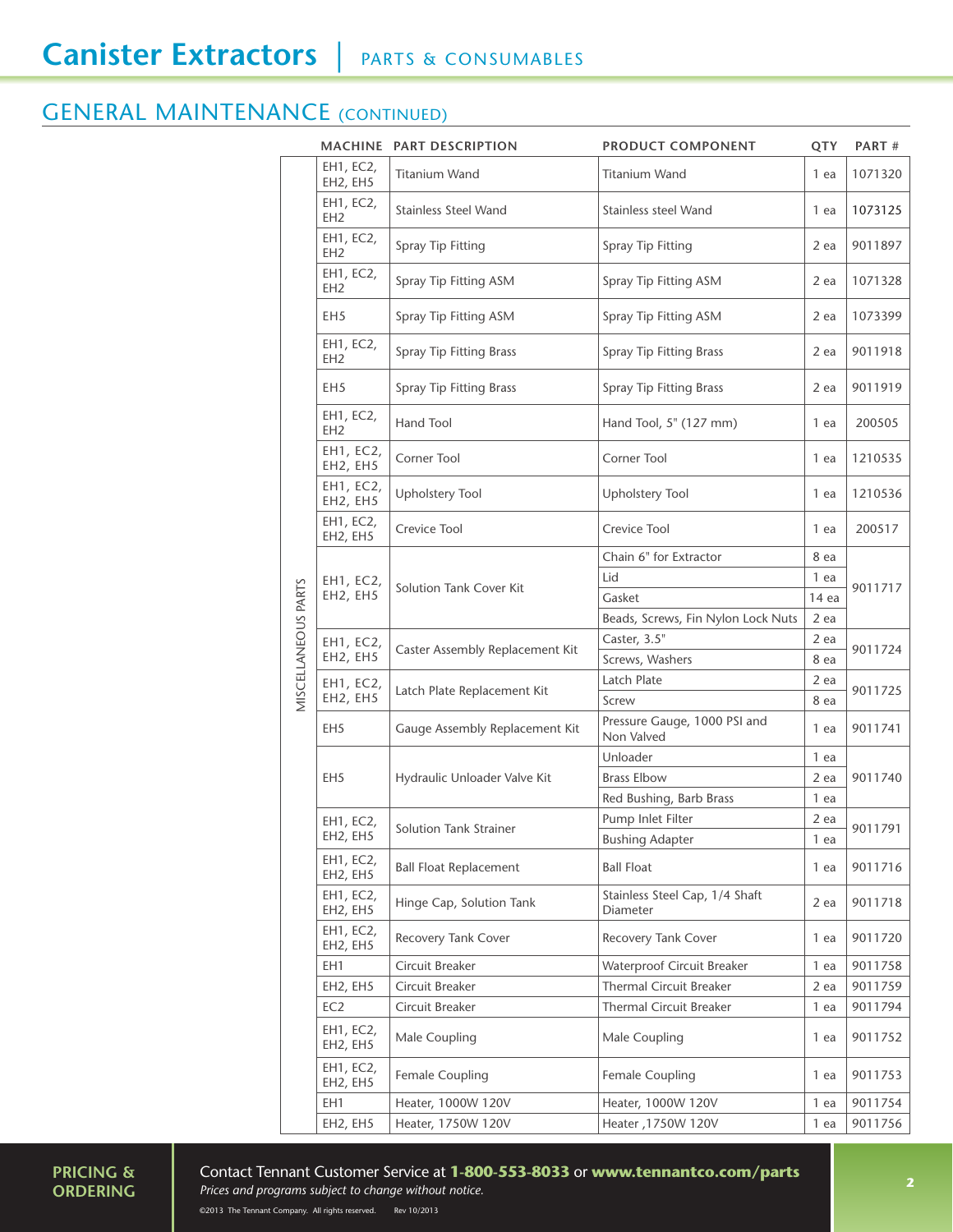# Canister Extractors | PARTS & CONSUMABLES

## GENERAL MAINTENANCE (CONTINUED)

| | MACHINE | PART DESCRIPTION | PRODUCT COMPONENT | QTY | PART # |
|---|---|---|---|---|---|
| MISCELLANEOUS PARTS | EH1, EC2, EH2, EH5 | Titanium Wand | Titanium Wand | 1 ea | 1071320 |
| | EH1, EC2, EH2 | Stainless Steel Wand | Stainless steel Wand | 1 ea | 1073125 |
| | EH1, EC2, EH2 | Spray Tip Fitting | Spray Tip Fitting | 2 ea | 9011897 |
| | EH1, EC2, EH2 | Spray Tip Fitting ASM | Spray Tip Fitting ASM | 2 ea | 1071328 |
| | EH5 | Spray Tip Fitting ASM | Spray Tip Fitting ASM | 2 ea | 1073399 |
| | EH1, EC2, EH2 | Spray Tip Fitting Brass | Spray Tip Fitting Brass | 2 ea | 9011918 |
| | EH5 | Spray Tip Fitting Brass | Spray Tip Fitting Brass | 2 ea | 9011919 |
| | EH1, EC2, EH2 | Hand Tool | Hand Tool, 5" (127 mm) | 1 ea | 200505 |
| | EH1, EC2, EH2, EH5 | Corner Tool | Corner Tool | 1 ea | 1210535 |
| | EH1, EC2, EH2, EH5 | Upholstery Tool | Upholstery Tool | 1 ea | 1210536 |
| | EH1, EC2, EH2, EH5 | Crevice Tool | Crevice Tool | 1 ea | 200517 |
| | EH1, EC2, EH2, EH5 | Solution Tank Cover Kit | Chain 6" for Extractor | 8 ea | 9011717 |
| | | | Lid | 1 ea | |
| | | | Gasket | 14 ea | |
| | | | Beads, Screws, Fin Nylon Lock Nuts | 2 ea | |
| | EH1, EC2, EH2, EH5 | Caster Assembly Replacement Kit | Caster, 3.5" | 2 ea | 9011724 |
| | | | Screws, Washers | 8 ea | |
| | EH1, EC2, EH2, EH5 | Latch Plate Replacement Kit | Latch Plate | 2 ea | 9011725 |
| | | | Screw | 8 ea | |
| | EH5 | Gauge Assembly Replacement Kit | Pressure Gauge, 1000 PSI and Non Valved | 1 ea | 9011741 |
| | EH5 | Hydraulic Unloader Valve Kit | Unloader | 1 ea | 9011740 |
| | | | Brass Elbow | 2 ea | |
| | | | Red Bushing, Barb Brass | 1 ea | |
| | EH1, EC2, EH2, EH5 | Solution Tank Strainer | Pump Inlet Filter | 2 ea | 9011791 |
| | | | Bushing Adapter | 1 ea | |
| | EH1, EC2, EH2, EH5 | Ball Float Replacement | Ball Float | 1 ea | 9011716 |
| | EH1, EC2, EH2, EH5 | Hinge Cap, Solution Tank | Stainless Steel Cap, 1/4 Shaft Diameter | 2 ea | 9011718 |
| | EH1, EC2, EH2, EH5 | Recovery Tank Cover | Recovery Tank Cover | 1 ea | 9011720 |
| | EH1 | Circuit Breaker | Waterproof Circuit Breaker | 1 ea | 9011758 |
| | EH2, EH5 | Circuit Breaker | Thermal Circuit Breaker | 2 ea | 9011759 |
| | EC2 | Circuit Breaker | Thermal Circuit Breaker | 1 ea | 9011794 |
| | EH1, EC2, EH2, EH5 | Male Coupling | Male Coupling | 1 ea | 9011752 |
| | EH1, EC2, EH2, EH5 | Female Coupling | Female Coupling | 1 ea | 9011753 |
| | EH1 | Heater, 1000W 120V | Heater, 1000W 120V | 1 ea | 9011754 |
| | EH2, EH5 | Heater, 1750W 120V | Heater ,1750W 120V | 1 ea | 9011756 |

**PRICING & ORDERING**

Contact Tennant Customer Service at **1-800-553-8033** or **www.tennantco.com/parts**

*Prices and programs subject to change without notice.*

©2013 The Tennant Company. All rights reserved. Rev 10/2013